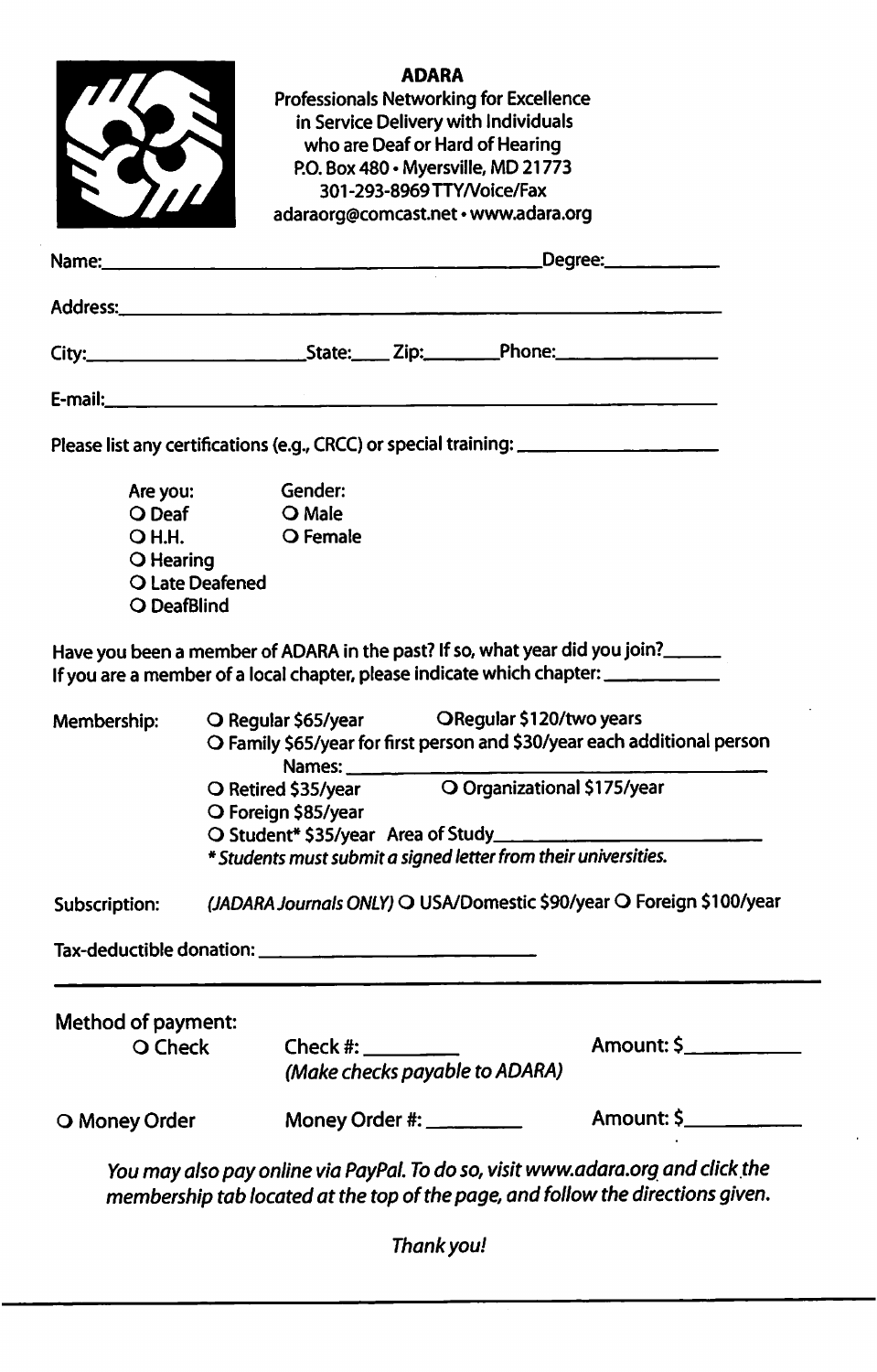**ADARA**

Professionals Networking for Excellence in Service Delivery with Individuals who are Deaf or Hard of Hearing

P.O. Box 480 • Myersville, MD 21773

301-293-8969 TTY/Voice/Fax

adaraorg@comcast.net • www.adara.org

Name:_______________________________________ Degree:___________

Address:_____________________________________________________

City:____________________ State:____ Zip:_______ Phone:_______________

E-mail:______________________________________________________

Please list any certifications (e.g., CRCC) or special training: ___________________

Are you:
- O Deaf
- O H.H.
- O Hearing
- O Late Deafened
- O DeafBlind

Gender:
- O Male
- O Female

Have you been a member of ADARA in the past? If so, what year did you join?______

If you are a member of a local chapter, please indicate which chapter: ___________

Membership:
- O Regular $65/year   O Regular $120/two years
- O Family $65/year for first person and $30/year each additional person
  Names: ________________________________
- O Retired $35/year   O Organizational $175/year
- O Foreign $85/year
- O Student* $35/year  Area of Study_________________________

*\* Students must submit a signed letter from their universities.*

Subscription: *(JADARA Journals ONLY)* O USA/Domestic $90/year O Foreign $100/year

Tax-deductible donation: ________________________

---

Method of payment:

O Check  Check #: _________  Amount: $___________
*(Make checks payable to ADARA)*

O Money Order  Money Order #: _________  Amount: $___________

*You may also pay online via PayPal. To do so, visit www.adara.org and click the membership tab located at the top of the page, and follow the directions given.*

*Thank you!*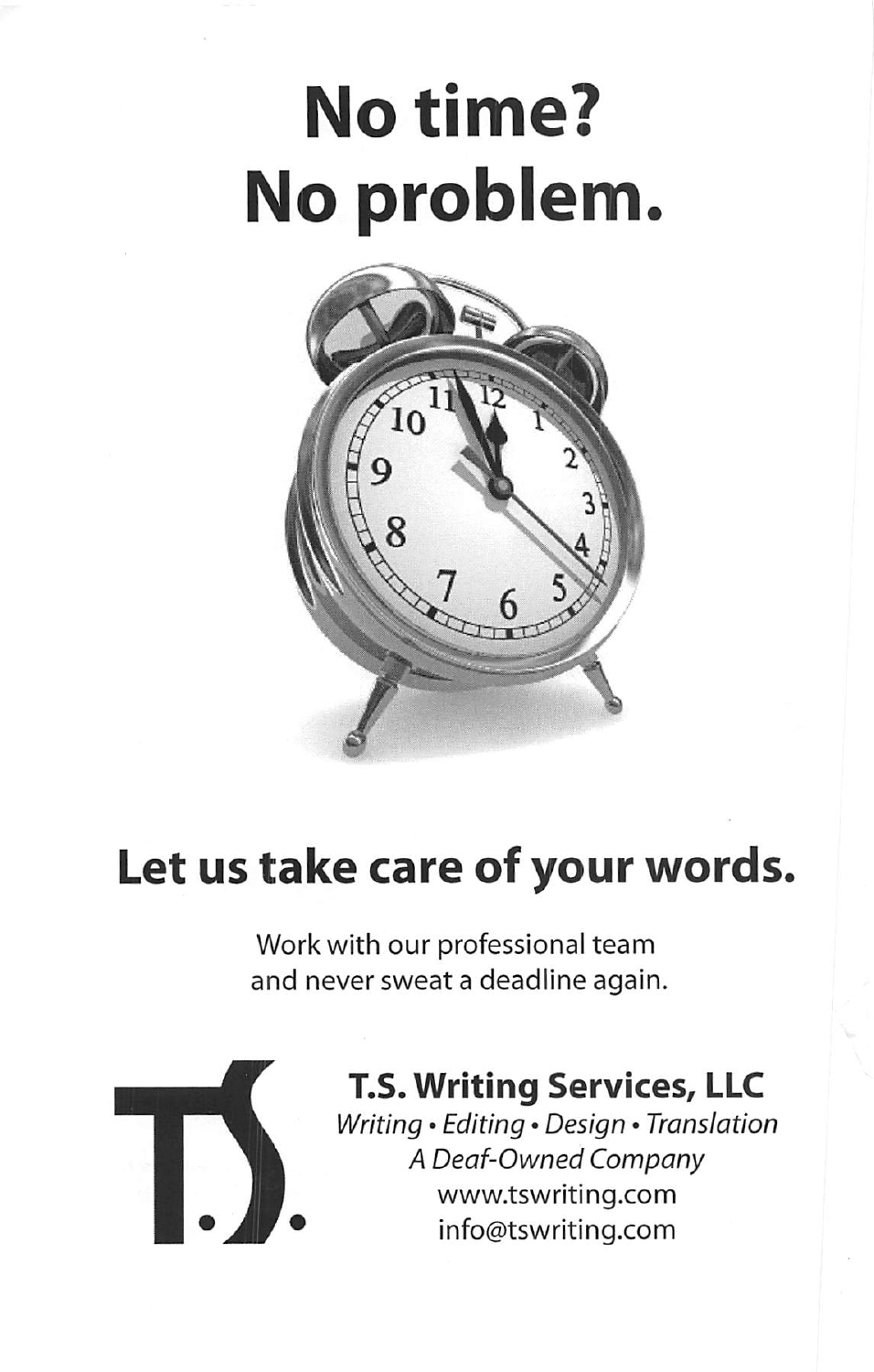# No time?
# No problem.

## Let us take care of your words.

Work with our professional team
and never sweat a deadline again.

**T.S. Writing Services, LLC**
*Writing • Editing • Design • Translation*
*A Deaf-Owned Company*
www.tswriting.com
info@tswriting.com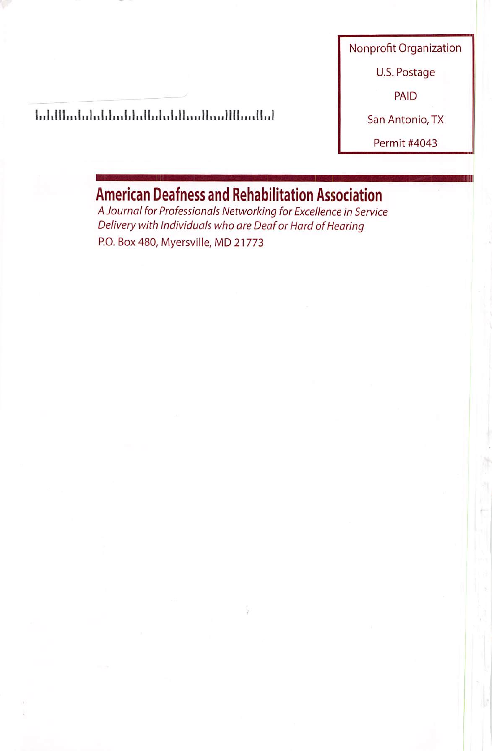Nonprofit Organization

U.S. Postage

PAID

San Antonio, TX

Permit #4043

## American Deafness and Rehabilitation Association

*A Journal for Professionals Networking for Excellence in Service Delivery with Individuals who are Deaf or Hard of Hearing*

P.O. Box 480, Myersville, MD 21773